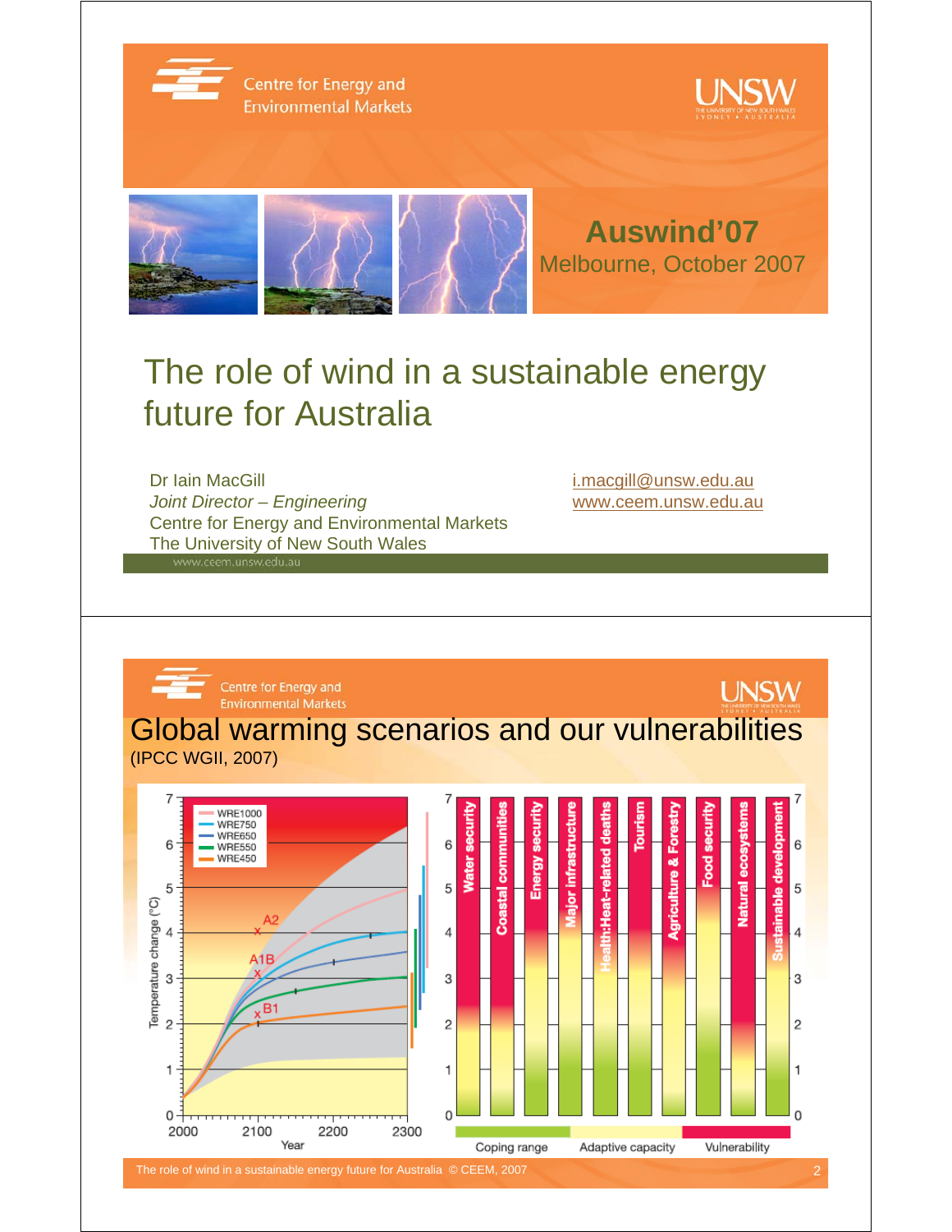Centre for Energy and Environmental Markets

UNSW

**Auswind'07**

Melbourne, October 2007

# The role of wind in a sustainable energy future for Australia

Dr Iain MacGill

*Joint Director – Engineering*

Centre for Energy and Environmental Markets

The University of New South Wales

i.macgill@unsw.edu.au

www.ceem.unsw.edu.au

---

Centre for Energy and Environmental Markets

UNSW

# Global warming scenarios and our vulnerabilities

(IPCC WGII, 2007)

Temperature change (°C) vs Year (2000–2300): WRE1000, WRE750, WRE650, WRE550, WRE450; A2, A1B, B1

Water security, Coastal communities, Energy security, Major infrastructure, Health:Heat-related deaths, Tourism, Agriculture & Forestry, Food security, Natural ecosystems, Sustainable development

Coping range | Adaptive capacity | Vulnerability

The role of wind in a sustainable energy future for Australia © CEEM, 2007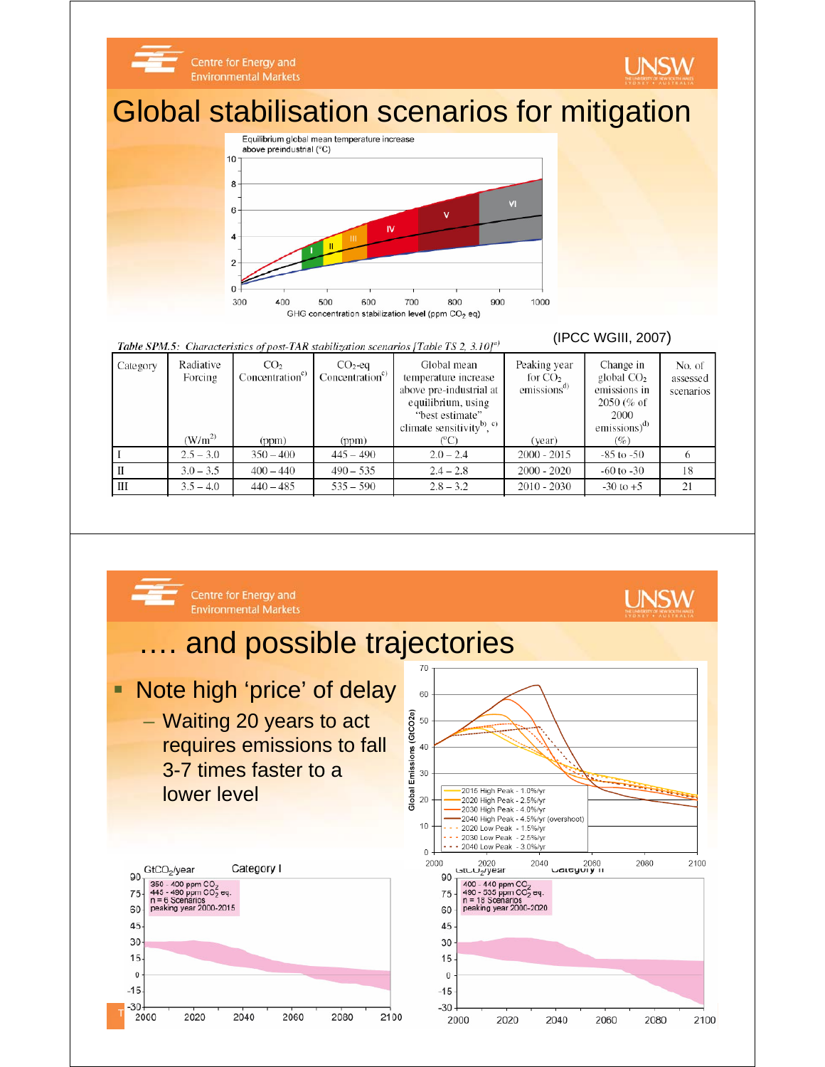# Global stabilisation scenarios for mitigation

(IPCC WGIII, 2007)

*Table SPM.5: Characteristics of post-TAR stabilization scenarios [Table TS 2, 3.10]* [a)]

| Category | Radiative Forcing ($W/m^2$) | $CO_2$ Concentration[c)] (ppm) | $CO_2$-eq Concentration[c)] (ppm) | Global mean temperature increase above pre-industrial at equilibrium, using "best estimate" climate sensitivity[b), c)] (°C) | Peaking year for $CO_2$ emissions[d)] (year) | Change in global $CO_2$ emissions in 2050 (% of 2000 emissions)[d)] (%) | No. of assessed scenarios |
|---|---|---|---|---|---|---|---|
| I | 2.5 – 3.0 | 350 – 400 | 445 – 490 | 2.0 – 2.4 | 2000 - 2015 | -85 to -50 | 6 |
| II | 3.0 – 3.5 | 400 – 440 | 490 – 535 | 2.4 – 2.8 | 2000 - 2020 | -60 to -30 | 18 |
| III | 3.5 – 4.0 | 440 – 485 | 535 – 590 | 2.8 – 3.2 | 2010 - 2030 | -30 to +5 | 21 |

# …. and possible trajectories

- Note high 'price' of delay
  - Waiting 20 years to act requires emissions to fall 3-7 times faster to a lower level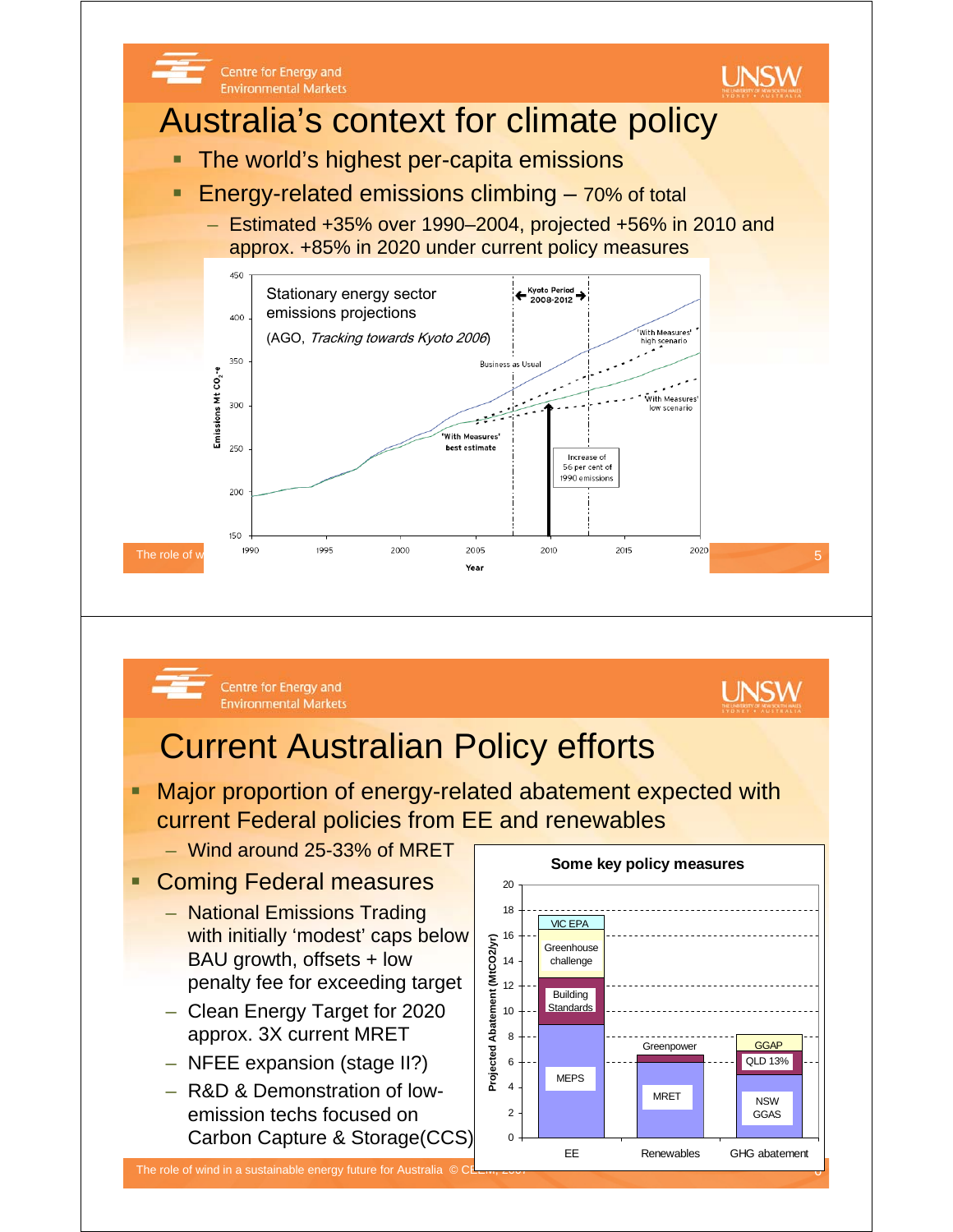# Australia's context for climate policy

- The world's highest per-capita emissions
- Energy-related emissions climbing – 70% of total
  - Estimated +35% over 1990–2004, projected +56% in 2010 and approx. +85% in 2020 under current policy measures

Stationary energy sector emissions projections

(AGO, *Tracking towards Kyoto 2006*)

# Current Australian Policy efforts

- Major proportion of energy-related abatement expected with current Federal policies from EE and renewables
  - Wind around 25-33% of MRET
- Coming Federal measures
  - National Emissions Trading with initially 'modest' caps below BAU growth, offsets + low penalty fee for exceeding target
  - Clean Energy Target for 2020 approx. 3X current MRET
  - NFEE expansion (stage II?)
  - R&D & Demonstration of low-emission techs focused on Carbon Capture & Storage(CCS)

Some key policy measures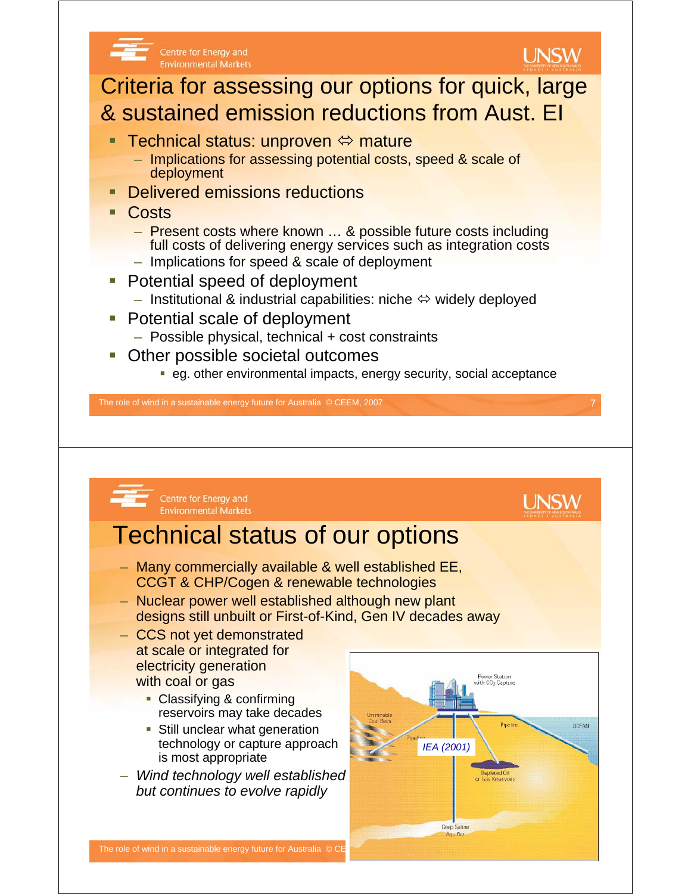# Criteria for assessing our options for quick, large & sustained emission reductions from Aust. EI

- Technical status: unproven ⇔ mature
  - Implications for assessing potential costs, speed & scale of deployment
- Delivered emissions reductions
- Costs
  - Present costs where known … & possible future costs including full costs of delivering energy services such as integration costs
  - Implications for speed & scale of deployment
- Potential speed of deployment
  - Institutional & industrial capabilities: niche ⇔ widely deployed
- Potential scale of deployment
  - Possible physical, technical + cost constraints
- Other possible societal outcomes
  - eg. other environmental impacts, energy security, social acceptance

# Technical status of our options

- Many commercially available & well established EE, CCGT & CHP/Cogen & renewable technologies
- Nuclear power well established although new plant designs still unbuilt or First-of-Kind, Gen IV decades away
- CCS not yet demonstrated at scale or integrated for electricity generation with coal or gas
  - Classifying & confirming reservoirs may take decades
  - Still unclear what generation technology or capture approach is most appropriate
- *Wind technology well established but continues to evolve rapidly*

Power Station with $CO_2$ Capture; Unminable Coal Beds; Pipeline; Pipeline; OCEAN; IEA (2001); Depleted Oil or Gas Reservoirs; Deep Saline Aquifer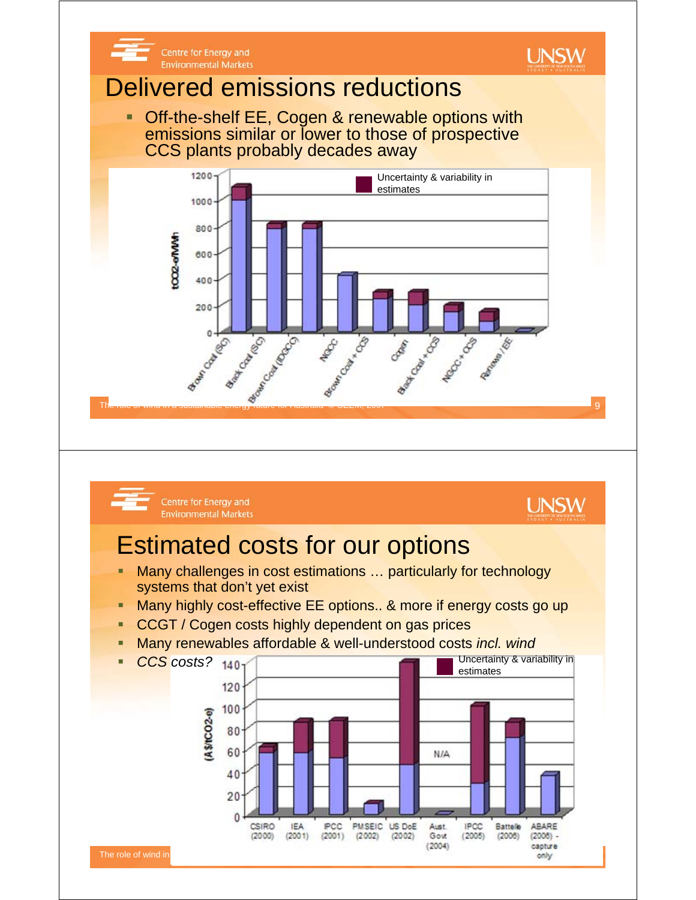# Delivered emissions reductions

- Off-the-shelf EE, Cogen & renewable options with emissions similar or lower to those of prospective CCS plants probably decades away

Uncertainty & variability in estimates

tCO2-e/MWh

Brown Coal (SC), Black Coal (SC), Brown Coal (IDGCC), NGCC, Brown Coal + CCS, Cogen, Black Coal + CCS, NGCC + CCS, Renews / EE

# Estimated costs for our options

- Many challenges in cost estimations … particularly for technology systems that don't yet exist
- Many highly cost-effective EE options.. & more if energy costs go up
- CCGT / Cogen costs highly dependent on gas prices
- Many renewables affordable & well-understood costs *incl. wind*
- *CCS costs?*

Uncertainty & variability in estimates

(A$/tCO2-e)

N/A

CSIRO (2000), IEA (2001), IPCC (2001), PMSEIC (2002), US DoE (2002), Aust. Govt (2004), IPCC (2005), Battelle (2006), ABARE (2006) - capture only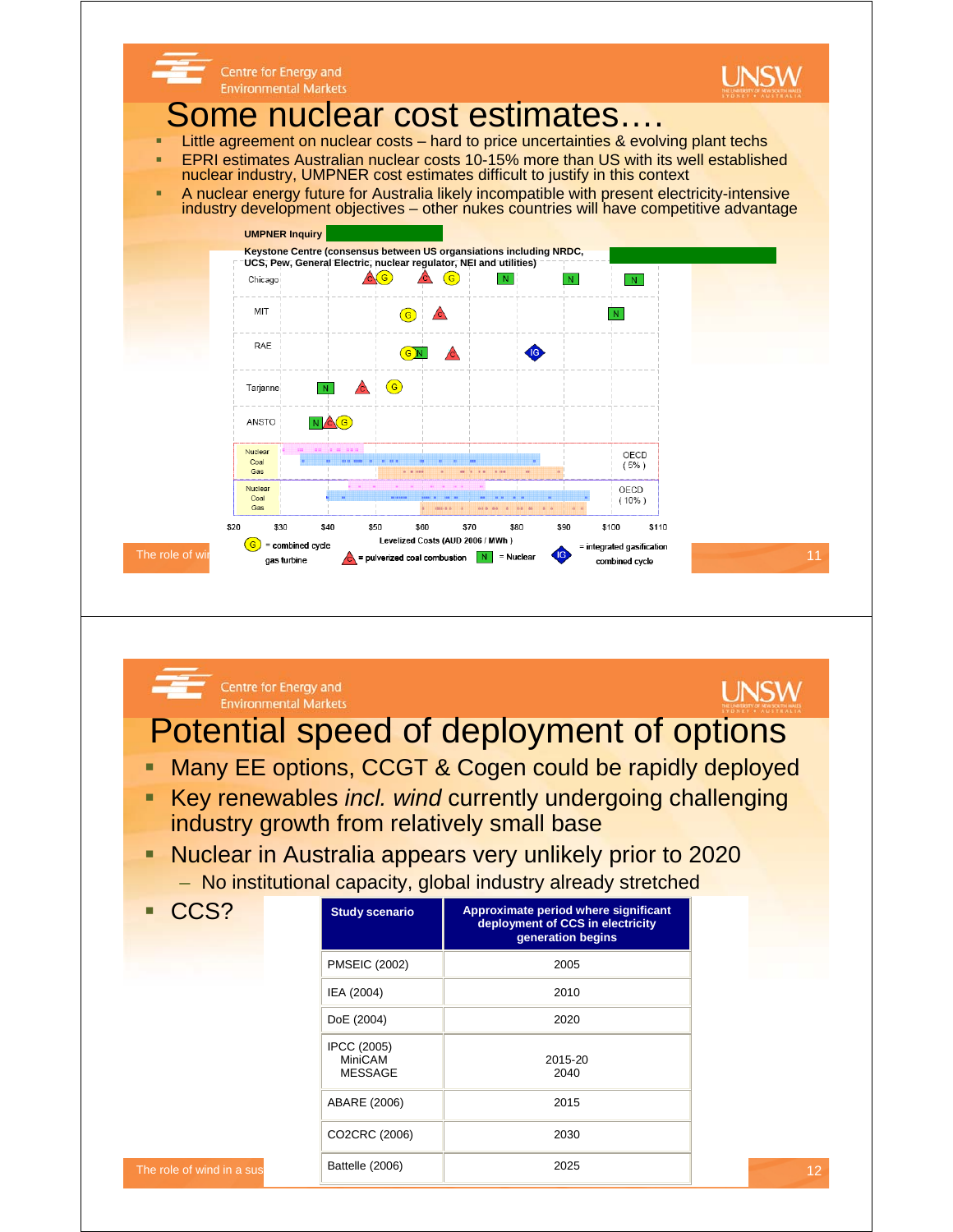# Some nuclear cost estimates….

- Little agreement on nuclear costs – hard to price uncertainties & evolving plant techs
- EPRI estimates Australian nuclear costs 10-15% more than US with its well established nuclear industry, UMPNER cost estimates difficult to justify in this context
- A nuclear energy future for Australia likely incompatible with present electricity-intensive industry development objectives – other nukes countries will have competitive advantage

UMPNER Inquiry

Keystone Centre (consensus between US organsiations including NRDC, UCS, Pew, General Electric, nuclear regulator, NEI and utilities)

Chicago

MIT

RAE

Tarjanne

ANSTO

Nuclear / Coal / Gas — OECD (5%)

Nuclear / Coal / Gas — OECD (10%)

$20 $30 $40 $50 $60 $70 $80 $90 $100 $110

Levelized Costs (AUD 2006 / MWh)

G = combined cycle gas turbine; C = pulverized coal combustion; N = Nuclear; IG = integrated gasification combined cycle

# Potential speed of deployment of options

- Many EE options, CCGT & Cogen could be rapidly deployed
- Key renewables *incl. wind* currently undergoing challenging industry growth from relatively small base
- Nuclear in Australia appears very unlikely prior to 2020
  - No institutional capacity, global industry already stretched
- CCS?

| Study scenario | Approximate period where significant deployment of CCS in electricity generation begins |
|---|---|
| PMSEIC (2002) | 2005 |
| IEA (2004) | 2010 |
| DoE (2004) | 2020 |
| IPCC (2005)<br>MiniCAM<br>MESSAGE | 2015-20<br>2040 |
| ABARE (2006) | 2015 |
| CO2CRC (2006) | 2030 |
| Battelle (2006) | 2025 |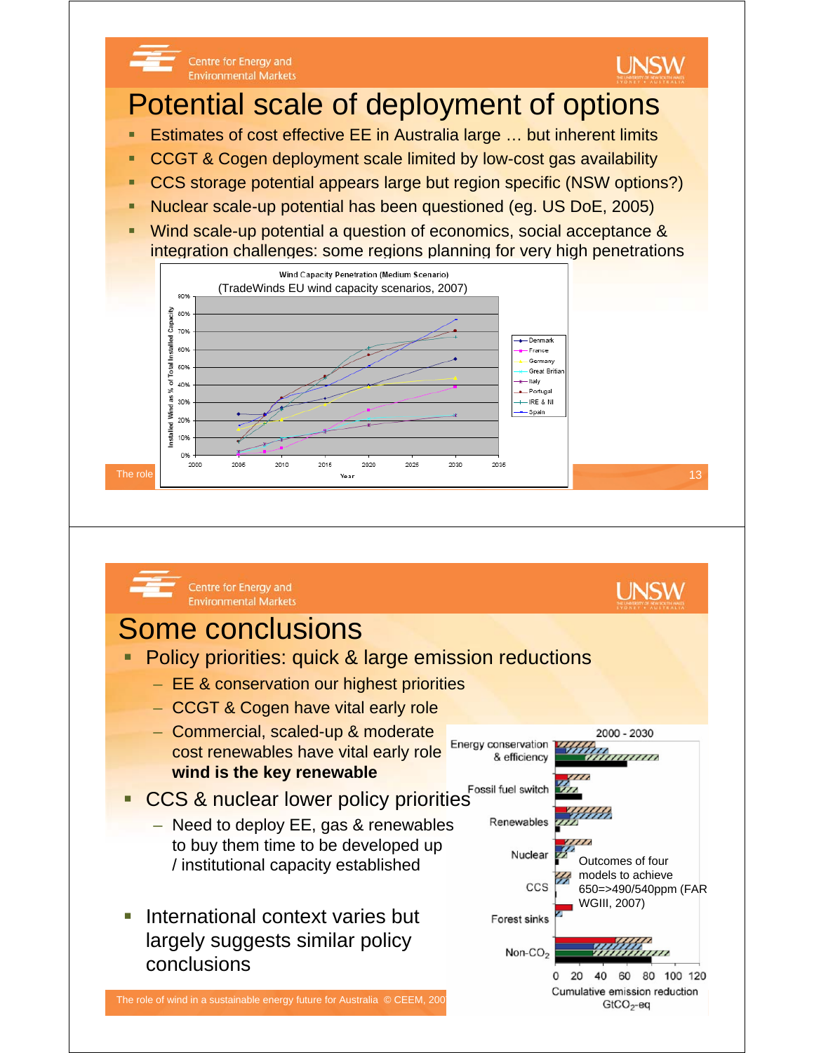# Potential scale of deployment of options

- Estimates of cost effective EE in Australia large … but inherent limits
- CCGT & Cogen deployment scale limited by low-cost gas availability
- CCS storage potential appears large but region specific (NSW options?)
- Nuclear scale-up potential has been questioned (eg. US DoE, 2005)
- Wind scale-up potential a question of economics, social acceptance & integration challenges: some regions planning for very high penetrations

Wind Capacity Penetration (Medium Scenario)

(TradeWinds EU wind capacity scenarios, 2007)

# Some conclusions

- Policy priorities: quick & large emission reductions
  - EE & conservation our highest priorities
  - CCGT & Cogen have vital early role
  - Commercial, scaled-up & moderate cost renewables have vital early role **wind is the key renewable**
- CCS & nuclear lower policy priorities
  - Need to deploy EE, gas & renewables to buy them time to be developed up / institutional capacity established
- International context varies but largely suggests similar policy conclusions

Outcomes of four models to achieve 650=>490/540ppm (FAR WGIII, 2007)

The role of wind in a sustainable energy future for Australia © CEEM, 200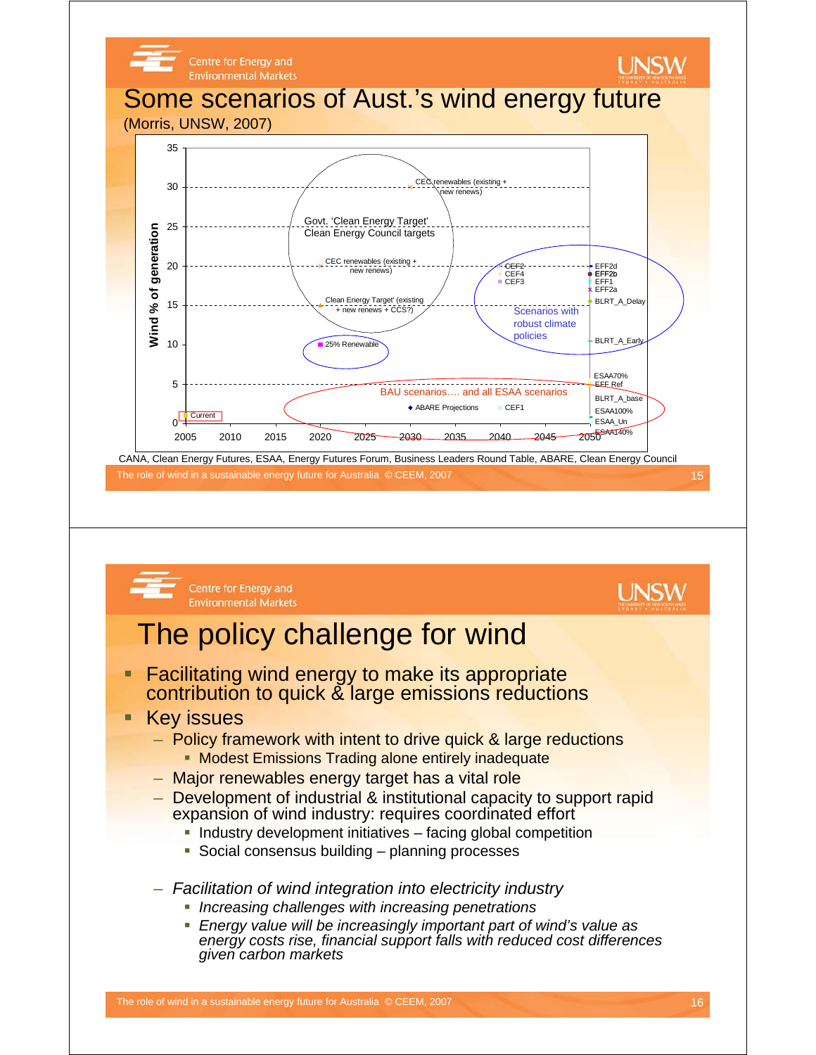# Some scenarios of Aust.'s wind energy future

(Morris, UNSW, 2007)

Wind % of generation

35, 30, 25, 20, 15, 10, 5, 0

2005, 2010, 2015, 2020, 2025, 2030, 2035, 2040, 2045, 2050

CEC renewables (existing + new renews)

Govt. 'Clean Energy Target' Clean Energy Council targets

CEC renewables (existing + new renews)

Clean Energy Target' (existing + new renews + CCS?)

25% Renewable

CEF2, CEF4, CEF3

EFF2d, EFF2b, EFF1, EFF2a, BLRT_A_Delay

Scenarios with robust climate policies

BLRT_A_Early

ESAA70%, EFF Ref, BLRT_A_base, ESAA100%, ESAA_Un, ESAA140%

BAU scenarios…. and all ESAA scenarios

ABARE Projections, CEF1

Current

CANA, Clean Energy Futures, ESAA, Energy Futures Forum, Business Leaders Round Table, ABARE, Clean Energy Council

# The policy challenge for wind

- Facilitating wind energy to make its appropriate contribution to quick & large emissions reductions
- Key issues
  - Policy framework with intent to drive quick & large reductions
    - Modest Emissions Trading alone entirely inadequate
  - Major renewables energy target has a vital role
  - Development of industrial & institutional capacity to support rapid expansion of wind industry: requires coordinated effort
    - Industry development initiatives – facing global competition
    - Social consensus building – planning processes
  - *Facilitation of wind integration into electricity industry*
    - *Increasing challenges with increasing penetrations*
    - *Energy value will be increasingly important part of wind's value as energy costs rise, financial support falls with reduced cost differences given carbon markets*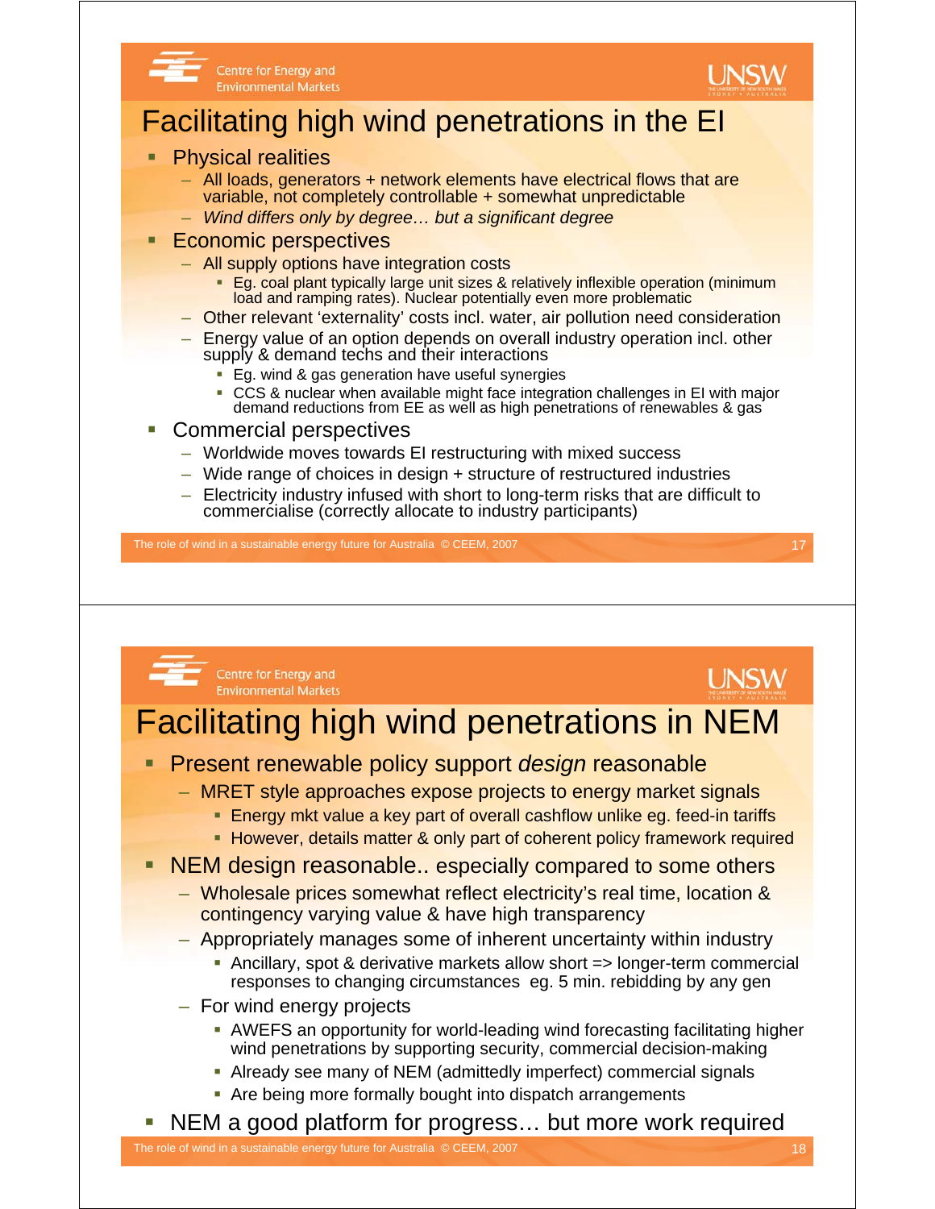# Facilitating high wind penetrations in the EI

- Physical realities
  - All loads, generators + network elements have electrical flows that are variable, not completely controllable + somewhat unpredictable
  - *Wind differs only by degree… but a significant degree*
- Economic perspectives
  - All supply options have integration costs
    - Eg. coal plant typically large unit sizes & relatively inflexible operation (minimum load and ramping rates). Nuclear potentially even more problematic
  - Other relevant 'externality' costs incl. water, air pollution need consideration
  - Energy value of an option depends on overall industry operation incl. other supply & demand techs and their interactions
    - Eg. wind & gas generation have useful synergies
    - CCS & nuclear when available might face integration challenges in EI with major demand reductions from EE as well as high penetrations of renewables & gas
- Commercial perspectives
  - Worldwide moves towards EI restructuring with mixed success
  - Wide range of choices in design + structure of restructured industries
  - Electricity industry infused with short to long-term risks that are difficult to commercialise (correctly allocate to industry participants)

# Facilitating high wind penetrations in NEM

- Present renewable policy support *design* reasonable
  - MRET style approaches expose projects to energy market signals
    - Energy mkt value a key part of overall cashflow unlike eg. feed-in tariffs
    - However, details matter & only part of coherent policy framework required
- NEM design reasonable.. especially compared to some others
  - Wholesale prices somewhat reflect electricity's real time, location & contingency varying value & have high transparency
  - Appropriately manages some of inherent uncertainty within industry
    - Ancillary, spot & derivative markets allow short => longer-term commercial responses to changing circumstances eg. 5 min. rebidding by any gen
  - For wind energy projects
    - AWEFS an opportunity for world-leading wind forecasting facilitating higher wind penetrations by supporting security, commercial decision-making
    - Already see many of NEM (admittedly imperfect) commercial signals
    - Are being more formally bought into dispatch arrangements
- NEM a good platform for progress… but more work required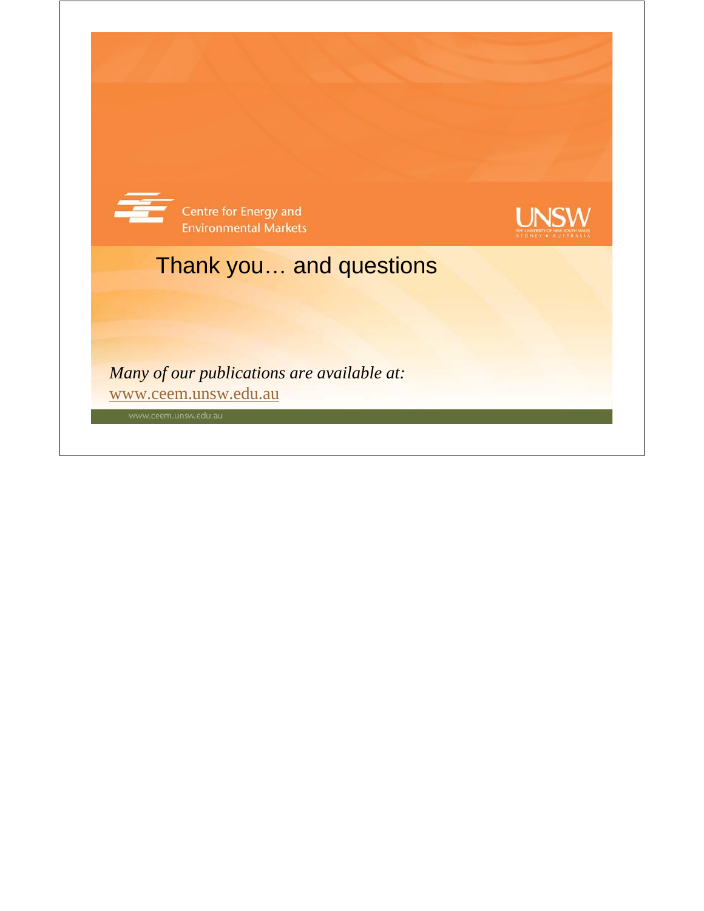Centre for Energy and Environmental Markets

UNSW

# Thank you… and questions

*Many of our publications are available at:*
www.ceem.unsw.edu.au